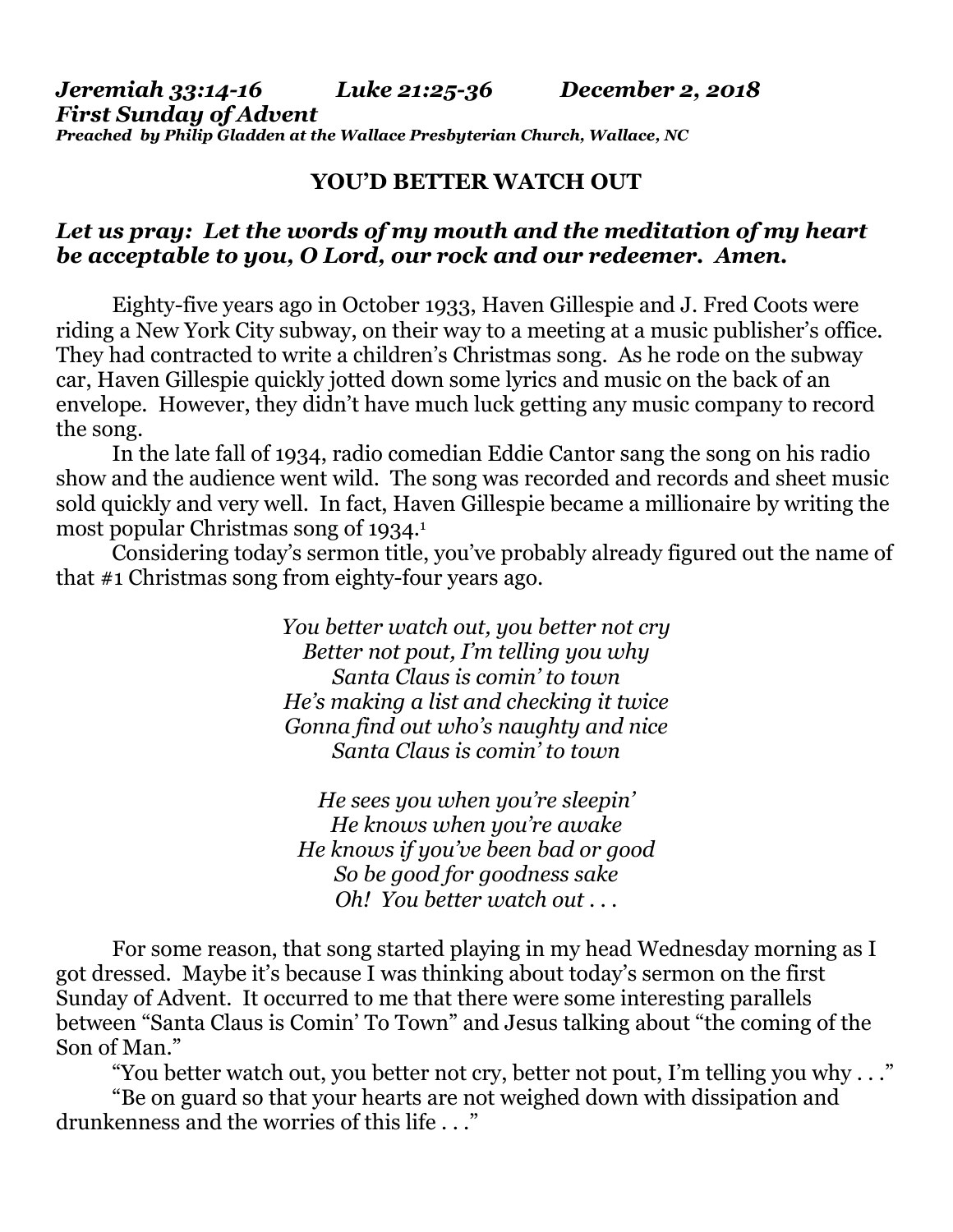***Jeremiah 33:14-16      Luke 21:25-36      December 2, 2018***
***First Sunday of Advent***
***Preached by Philip Gladden at the Wallace Presbyterian Church, Wallace, NC***

## YOU'D BETTER WATCH OUT

***Let us pray: Let the words of my mouth and the meditation of my heart be acceptable to you, O Lord, our rock and our redeemer. Amen.***

Eighty-five years ago in October 1933, Haven Gillespie and J. Fred Coots were riding a New York City subway, on their way to a meeting at a music publisher's office. They had contracted to write a children's Christmas song. As he rode on the subway car, Haven Gillespie quickly jotted down some lyrics and music on the back of an envelope. However, they didn't have much luck getting any music company to record the song.

In the late fall of 1934, radio comedian Eddie Cantor sang the song on his radio show and the audience went wild. The song was recorded and records and sheet music sold quickly and very well. In fact, Haven Gillespie became a millionaire by writing the most popular Christmas song of 1934.[1]

Considering today's sermon title, you've probably already figured out the name of that #1 Christmas song from eighty-four years ago.

*You better watch out, you better not cry*
*Better not pout, I'm telling you why*
*Santa Claus is comin' to town*
*He's making a list and checking it twice*
*Gonna find out who's naughty and nice*
*Santa Claus is comin' to town*

*He sees you when you're sleepin'*
*He knows when you're awake*
*He knows if you've been bad or good*
*So be good for goodness sake*
*Oh! You better watch out . . .*

For some reason, that song started playing in my head Wednesday morning as I got dressed. Maybe it's because I was thinking about today's sermon on the first Sunday of Advent. It occurred to me that there were some interesting parallels between "Santa Claus is Comin' To Town" and Jesus talking about "the coming of the Son of Man."

"You better watch out, you better not cry, better not pout, I'm telling you why . . ."

"Be on guard so that your hearts are not weighed down with dissipation and drunkenness and the worries of this life . . ."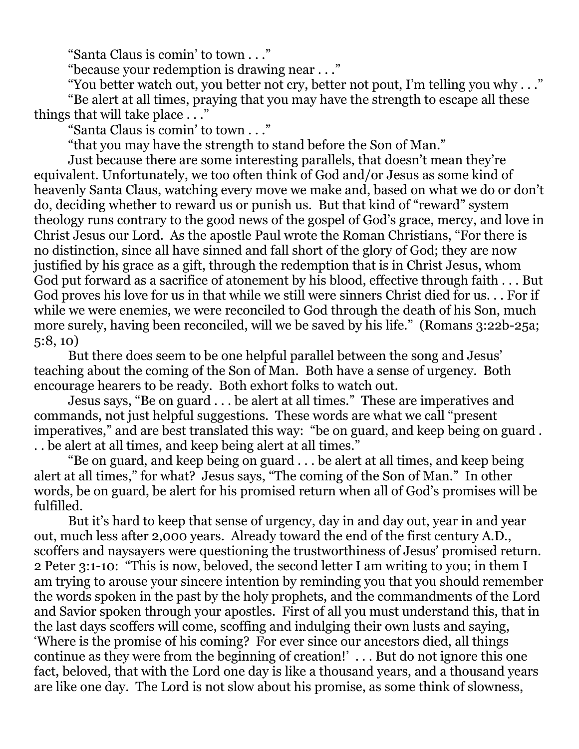"Santa Claus is comin' to town . . ."

"because your redemption is drawing near . . ."

"You better watch out, you better not cry, better not pout, I'm telling you why . . ."

"Be alert at all times, praying that you may have the strength to escape all these things that will take place . . ."

"Santa Claus is comin' to town . . ."

"that you may have the strength to stand before the Son of Man."

Just because there are some interesting parallels, that doesn't mean they're equivalent. Unfortunately, we too often think of God and/or Jesus as some kind of heavenly Santa Claus, watching every move we make and, based on what we do or don't do, deciding whether to reward us or punish us. But that kind of "reward" system theology runs contrary to the good news of the gospel of God's grace, mercy, and love in Christ Jesus our Lord. As the apostle Paul wrote the Roman Christians, "For there is no distinction, since all have sinned and fall short of the glory of God; they are now justified by his grace as a gift, through the redemption that is in Christ Jesus, whom God put forward as a sacrifice of atonement by his blood, effective through faith . . . But God proves his love for us in that while we still were sinners Christ died for us. . . For if while we were enemies, we were reconciled to God through the death of his Son, much more surely, having been reconciled, will we be saved by his life." (Romans 3:22b-25a; 5:8, 10)

But there does seem to be one helpful parallel between the song and Jesus' teaching about the coming of the Son of Man. Both have a sense of urgency. Both encourage hearers to be ready. Both exhort folks to watch out.

Jesus says, "Be on guard . . . be alert at all times." These are imperatives and commands, not just helpful suggestions. These words are what we call "present imperatives," and are best translated this way: "be on guard, and keep being on guard . . . be alert at all times, and keep being alert at all times."

"Be on guard, and keep being on guard . . . be alert at all times, and keep being alert at all times," for what? Jesus says, "The coming of the Son of Man." In other words, be on guard, be alert for his promised return when all of God's promises will be fulfilled.

But it's hard to keep that sense of urgency, day in and day out, year in and year out, much less after 2,000 years. Already toward the end of the first century A.D., scoffers and naysayers were questioning the trustworthiness of Jesus' promised return. 2 Peter 3:1-10: "This is now, beloved, the second letter I am writing to you; in them I am trying to arouse your sincere intention by reminding you that you should remember the words spoken in the past by the holy prophets, and the commandments of the Lord and Savior spoken through your apostles. First of all you must understand this, that in the last days scoffers will come, scoffing and indulging their own lusts and saying, 'Where is the promise of his coming? For ever since our ancestors died, all things continue as they were from the beginning of creation!' . . . But do not ignore this one fact, beloved, that with the Lord one day is like a thousand years, and a thousand years are like one day. The Lord is not slow about his promise, as some think of slowness,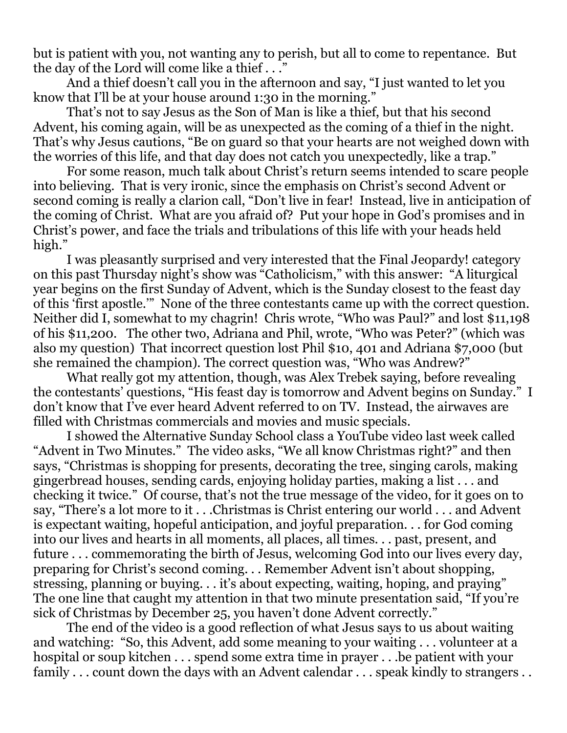but is patient with you, not wanting any to perish, but all to come to repentance. But the day of the Lord will come like a thief . . ."

And a thief doesn't call you in the afternoon and say, "I just wanted to let you know that I'll be at your house around 1:30 in the morning."

That's not to say Jesus as the Son of Man is like a thief, but that his second Advent, his coming again, will be as unexpected as the coming of a thief in the night. That's why Jesus cautions, "Be on guard so that your hearts are not weighed down with the worries of this life, and that day does not catch you unexpectedly, like a trap."

For some reason, much talk about Christ's return seems intended to scare people into believing. That is very ironic, since the emphasis on Christ's second Advent or second coming is really a clarion call, "Don't live in fear! Instead, live in anticipation of the coming of Christ. What are you afraid of? Put your hope in God's promises and in Christ's power, and face the trials and tribulations of this life with your heads held high."

I was pleasantly surprised and very interested that the Final Jeopardy! category on this past Thursday night's show was "Catholicism," with this answer: "A liturgical year begins on the first Sunday of Advent, which is the Sunday closest to the feast day of this 'first apostle.'" None of the three contestants came up with the correct question. Neither did I, somewhat to my chagrin! Chris wrote, "Who was Paul?" and lost $11,198 of his $11,200. The other two, Adriana and Phil, wrote, "Who was Peter?" (which was also my question) That incorrect question lost Phil $10, 401 and Adriana $7,000 (but she remained the champion). The correct question was, "Who was Andrew?"

What really got my attention, though, was Alex Trebek saying, before revealing the contestants' questions, "His feast day is tomorrow and Advent begins on Sunday." I don't know that I've ever heard Advent referred to on TV. Instead, the airwaves are filled with Christmas commercials and movies and music specials.

I showed the Alternative Sunday School class a YouTube video last week called "Advent in Two Minutes." The video asks, "We all know Christmas right?" and then says, "Christmas is shopping for presents, decorating the tree, singing carols, making gingerbread houses, sending cards, enjoying holiday parties, making a list . . . and checking it twice." Of course, that's not the true message of the video, for it goes on to say, "There's a lot more to it . . .Christmas is Christ entering our world . . . and Advent is expectant waiting, hopeful anticipation, and joyful preparation. . . for God coming into our lives and hearts in all moments, all places, all times. . . past, present, and future . . . commemorating the birth of Jesus, welcoming God into our lives every day, preparing for Christ's second coming. . . Remember Advent isn't about shopping, stressing, planning or buying. . . it's about expecting, waiting, hoping, and praying" The one line that caught my attention in that two minute presentation said, "If you're sick of Christmas by December 25, you haven't done Advent correctly."

The end of the video is a good reflection of what Jesus says to us about waiting and watching: "So, this Advent, add some meaning to your waiting . . . volunteer at a hospital or soup kitchen . . . spend some extra time in prayer . . .be patient with your family . . . count down the days with an Advent calendar . . . speak kindly to strangers . .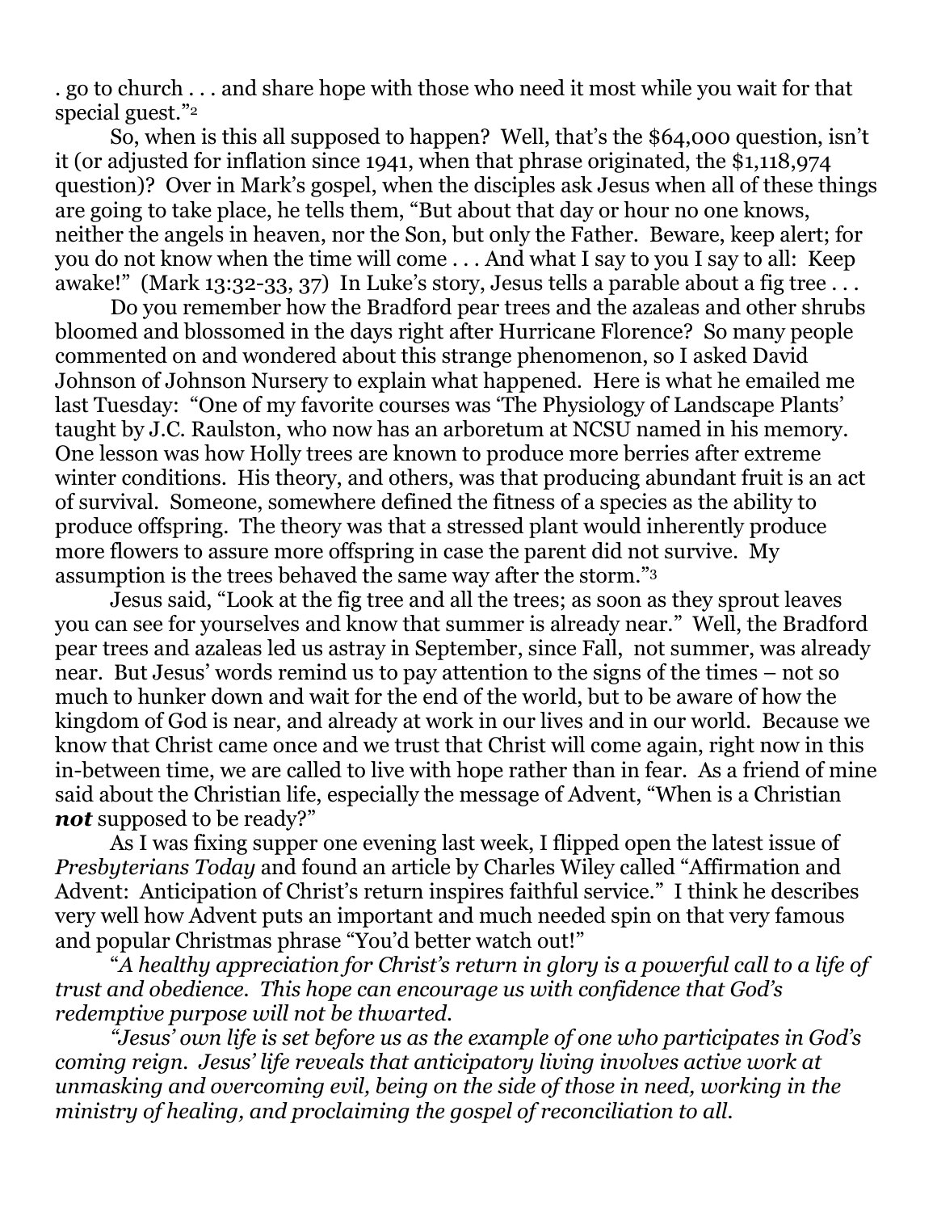. go to church . . . and share hope with those who need it most while you wait for that special guest."[2]

So, when is this all supposed to happen? Well, that's the $64,000 question, isn't it (or adjusted for inflation since 1941, when that phrase originated, the $1,118,974 question)? Over in Mark's gospel, when the disciples ask Jesus when all of these things are going to take place, he tells them, "But about that day or hour no one knows, neither the angels in heaven, nor the Son, but only the Father. Beware, keep alert; for you do not know when the time will come . . . And what I say to you I say to all: Keep awake!" (Mark 13:32-33, 37) In Luke's story, Jesus tells a parable about a fig tree . . .

Do you remember how the Bradford pear trees and the azaleas and other shrubs bloomed and blossomed in the days right after Hurricane Florence? So many people commented on and wondered about this strange phenomenon, so I asked David Johnson of Johnson Nursery to explain what happened. Here is what he emailed me last Tuesday: "One of my favorite courses was 'The Physiology of Landscape Plants' taught by J.C. Raulston, who now has an arboretum at NCSU named in his memory. One lesson was how Holly trees are known to produce more berries after extreme winter conditions. His theory, and others, was that producing abundant fruit is an act of survival. Someone, somewhere defined the fitness of a species as the ability to produce offspring. The theory was that a stressed plant would inherently produce more flowers to assure more offspring in case the parent did not survive. My assumption is the trees behaved the same way after the storm."[3]

Jesus said, "Look at the fig tree and all the trees; as soon as they sprout leaves you can see for yourselves and know that summer is already near." Well, the Bradford pear trees and azaleas led us astray in September, since Fall, not summer, was already near. But Jesus' words remind us to pay attention to the signs of the times – not so much to hunker down and wait for the end of the world, but to be aware of how the kingdom of God is near, and already at work in our lives and in our world. Because we know that Christ came once and we trust that Christ will come again, right now in this in-between time, we are called to live with hope rather than in fear. As a friend of mine said about the Christian life, especially the message of Advent, "When is a Christian ***not*** supposed to be ready?"

As I was fixing supper one evening last week, I flipped open the latest issue of *Presbyterians Today* and found an article by Charles Wiley called "Affirmation and Advent: Anticipation of Christ's return inspires faithful service." I think he describes very well how Advent puts an important and much needed spin on that very famous and popular Christmas phrase "You'd better watch out!"

"*A healthy appreciation for Christ's return in glory is a powerful call to a life of trust and obedience. This hope can encourage us with confidence that God's redemptive purpose will not be thwarted.*

*"Jesus' own life is set before us as the example of one who participates in God's coming reign. Jesus' life reveals that anticipatory living involves active work at unmasking and overcoming evil, being on the side of those in need, working in the ministry of healing, and proclaiming the gospel of reconciliation to all.*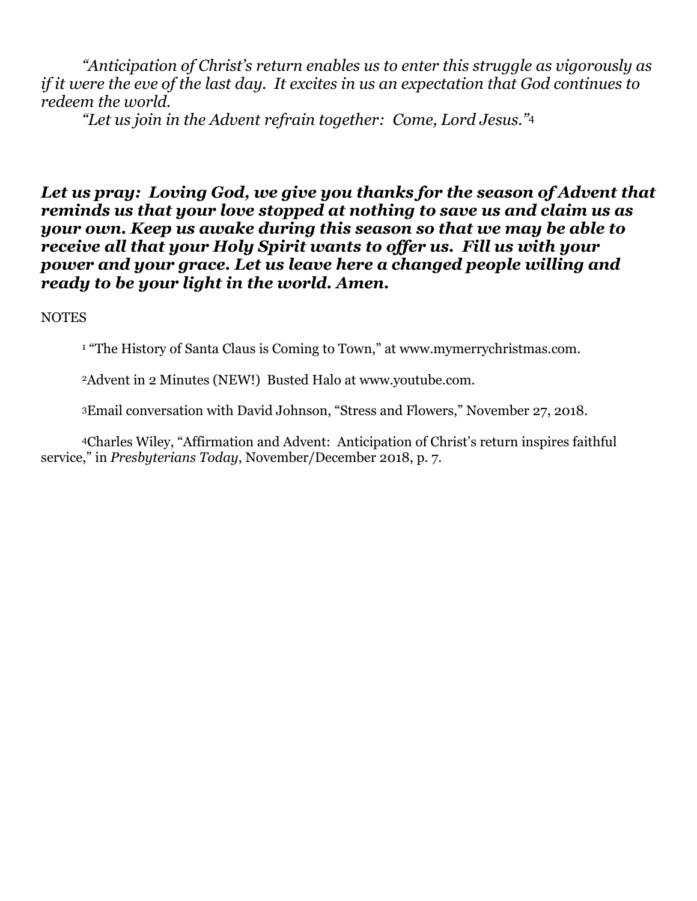*"Anticipation of Christ's return enables us to enter this struggle as vigorously as if it were the eve of the last day. It excites in us an expectation that God continues to redeem the world.*

*"Let us join in the Advent refrain together: Come, Lord Jesus."*[4]

***Let us pray: Loving God, we give you thanks for the season of Advent that reminds us that your love stopped at nothing to save us and claim us as your own. Keep us awake during this season so that we may be able to receive all that your Holy Spirit wants to offer us. Fill us with your power and your grace. Let us leave here a changed people willing and ready to be your light in the world. Amen.***

NOTES

[1] "The History of Santa Claus is Coming to Town," at www.mymerrychristmas.com.

[2] Advent in 2 Minutes (NEW!) Busted Halo at www.youtube.com.

[3] Email conversation with David Johnson, "Stress and Flowers," November 27, 2018.

[4] Charles Wiley, "Affirmation and Advent: Anticipation of Christ's return inspires faithful service," in *Presbyterians Today*, November/December 2018, p. 7.